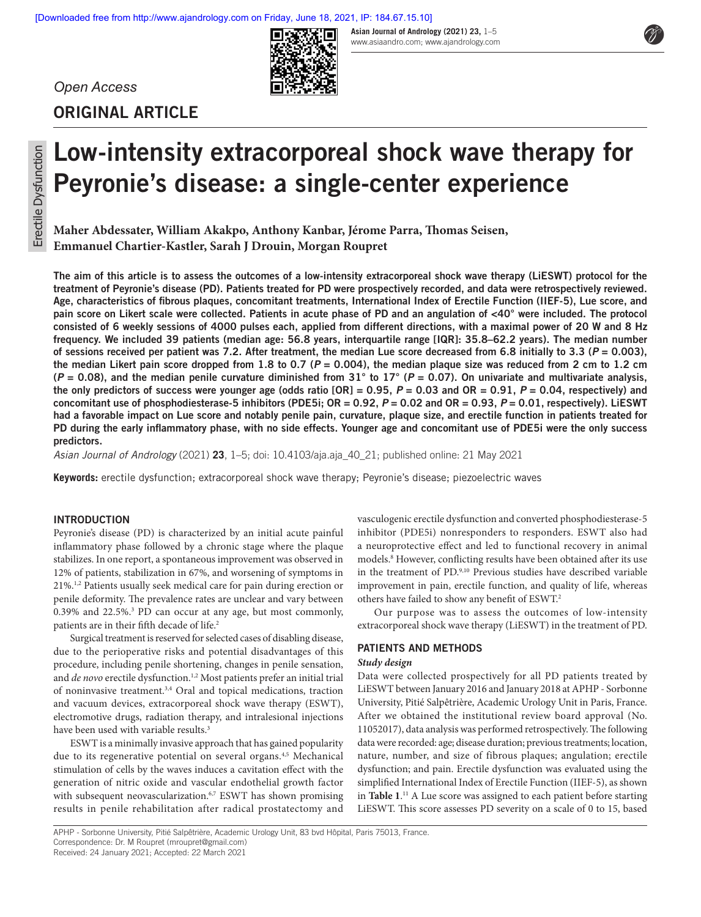*Open Access*

## ORIGINAL ARTICLE

# Low-intensity extracorporeal shock wave therapy for Peyronie's disease: a single-center experience

**Maher Abdessater, William Akakpo, Anthony Kanbar, Jérome Parra, Thomas Seisen, Emmanuel Chartier-Kastler, Sarah J Drouin, Morgan Roupret**

**The aim of this article is to assess the outcomes of a low-intensity extracorporeal shock wave therapy (LiESWT) protocol for the treatment of Peyronie's disease (PD). Patients treated for PD were prospectively recorded, and data were retrospectively reviewed. Age, characteristics of fibrous plaques, concomitant treatments, International Index of Erectile Function (IIEF-5), Lue score, and pain score on Likert scale were collected. Patients in acute phase of PD and an angulation of <40° were included. The protocol consisted of 6 weekly sessions of 4000 pulses each, applied from different directions, with a maximal power of 20 W and 8 Hz frequency. We included 39 patients (median age: 56.8 years, interquartile range [IQR]: 35.8–62.2 years). The median number of sessions received per patient was 7.2. After treatment, the median Lue score decreased from 6.8 initially to 3.3 (*P* = 0.003), the median Likert pain score dropped from 1.8 to 0.7 (*P* = 0.004), the median plaque size was reduced from 2 cm to 1.2 cm (*P* = 0.08), and the median penile curvature diminished from 31° to 17° (*P* = 0.07). On univariate and multivariate analysis, the only predictors of success were younger age (odds ratio [OR] = 0.95, *P* = 0.03 and OR = 0.91, *P* = 0.04, respectively) and concomitant use of phosphodiesterase-5 inhibitors (PDE5i; OR = 0.92, *P* = 0.02 and OR = 0.93, *P* = 0.01, respectively). LiESWT had a favorable impact on Lue score and notably penile pain, curvature, plaque size, and erectile function in patients treated for PD during the early inflammatory phase, with no side effects. Younger age and concomitant use of PDE5i were the only success predictors.**

*Asian Journal of Andrology* (2021) **23**, 1–5; doi: 10.4103/aja.aja_40_21; published online: 21 May 2021

**Keywords:** erectile dysfunction; extracorporeal shock wave therapy; Peyronie's disease; piezoelectric waves

## INTRODUCTION

Peyronie's disease (PD) is characterized by an initial acute painful inflammatory phase followed by a chronic stage where the plaque stabilizes. In one report, a spontaneous improvement was observed in 12% of patients, stabilization in 67%, and worsening of symptoms in 21%.[1,2] Patients usually seek medical care for pain during erection or penile deformity. The prevalence rates are unclear and vary between 0.39% and 22.5%.[3] PD can occur at any age, but most commonly, patients are in their fifth decade of life.[2]

Surgical treatment is reserved for selected cases of disabling disease, due to the perioperative risks and potential disadvantages of this procedure, including penile shortening, changes in penile sensation, and *de novo* erectile dysfunction.[1,2] Most patients prefer an initial trial of noninvasive treatment.[3,4] Oral and topical medications, traction and vacuum devices, extracorporeal shock wave therapy (ESWT), electromotive drugs, radiation therapy, and intralesional injections have been used with variable results.[3]

ESWT is a minimally invasive approach that has gained popularity due to its regenerative potential on several organs.[4,5] Mechanical stimulation of cells by the waves induces a cavitation effect with the generation of nitric oxide and vascular endothelial growth factor with subsequent neovascularization.[6,7] ESWT has shown promising results in penile rehabilitation after radical prostatectomy and vasculogenic erectile dysfunction and converted phosphodiesterase-5 inhibitor (PDE5i) nonresponders to responders. ESWT also had a neuroprotective effect and led to functional recovery in animal models.[8] However, conflicting results have been obtained after its use in the treatment of PD.[9,10] Previous studies have described variable improvement in pain, erectile function, and quality of life, whereas others have failed to show any benefit of ESWT.[2]

Our purpose was to assess the outcomes of low-intensity extracorporeal shock wave therapy (LiESWT) in the treatment of PD.

## PATIENTS AND METHODS

### *Study design*

Data were collected prospectively for all PD patients treated by LiESWT between January 2016 and January 2018 at APHP - Sorbonne University, Pitié Salpêtrière, Academic Urology Unit in Paris, France. After we obtained the institutional review board approval (No. 11052017), data analysis was performed retrospectively. The following data were recorded: age; disease duration; previous treatments; location, nature, number, and size of fibrous plaques; angulation; erectile dysfunction; and pain. Erectile dysfunction was evaluated using the simplified International Index of Erectile Function (IIEF-5), as shown in **Table 1**.[11] A Lue score was assigned to each patient before starting LiESWT. This score assesses PD severity on a scale of 0 to 15, based

APHP - Sorbonne University, Pitié Salpêtrière, Academic Urology Unit, 83 bvd Hôpital, Paris 75013, France.
Correspondence: Dr. M Roupret (mroupret@gmail.com)
Received: 24 January 2021; Accepted: 22 March 2021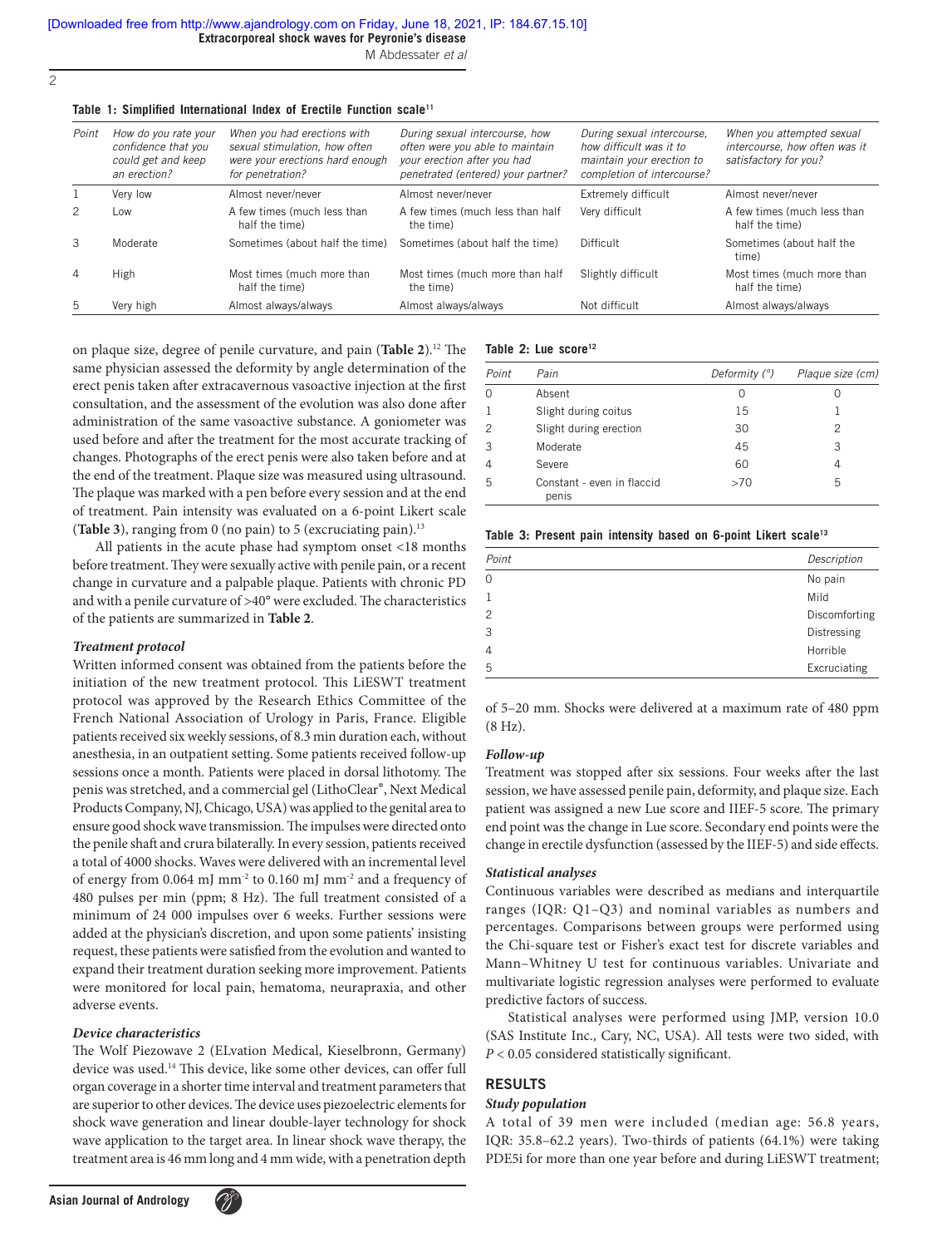**Table 1: Simplified International Index of Erectile Function scale[11]**

| Point | How do you rate your confidence that you could get and keep an erection? | When you had erections with sexual stimulation, how often were your erections hard enough for penetration? | During sexual intercourse, how often were you able to maintain your erection after you had penetrated (entered) your partner? | During sexual intercourse, how difficult was it to maintain your erection to completion of intercourse? | When you attempted sexual intercourse, how often was it satisfactory for you? |
|---|---|---|---|---|---|
| 1 | Very low | Almost never/never | Almost never/never | Extremely difficult | Almost never/never |
| 2 | Low | A few times (much less than half the time) | A few times (much less than half the time) | Very difficult | A few times (much less than half the time) |
| 3 | Moderate | Sometimes (about half the time) | Sometimes (about half the time) | Difficult | Sometimes (about half the time) |
| 4 | High | Most times (much more than half the time) | Most times (much more than half the time) | Slightly difficult | Most times (much more than half the time) |
| 5 | Very high | Almost always/always | Almost always/always | Not difficult | Almost always/always |

on plaque size, degree of penile curvature, and pain (**Table 2**).[12] The same physician assessed the deformity by angle determination of the erect penis taken after extracavernous vasoactive injection at the first consultation, and the assessment of the evolution was also done after administration of the same vasoactive substance. A goniometer was used before and after the treatment for the most accurate tracking of changes. Photographs of the erect penis were also taken before and at the end of the treatment. Plaque size was measured using ultrasound. The plaque was marked with a pen before every session and at the end of treatment. Pain intensity was evaluated on a 6-point Likert scale (**Table 3**), ranging from 0 (no pain) to 5 (excruciating pain).[13]

All patients in the acute phase had symptom onset <18 months before treatment. They were sexually active with penile pain, or a recent change in curvature and a palpable plaque. Patients with chronic PD and with a penile curvature of >40° were excluded. The characteristics of the patients are summarized in **Table 2**.

### *Treatment protocol*

Written informed consent was obtained from the patients before the initiation of the new treatment protocol. This LiESWT treatment protocol was approved by the Research Ethics Committee of the French National Association of Urology in Paris, France. Eligible patients received six weekly sessions, of 8.3 min duration each, without anesthesia, in an outpatient setting. Some patients received follow-up sessions once a month. Patients were placed in dorsal lithotomy. The penis was stretched, and a commercial gel (LithoClear®, Next Medical Products Company, NJ, Chicago, USA) was applied to the genital area to ensure good shock wave transmission. The impulses were directed onto the penile shaft and crura bilaterally. In every session, patients received a total of 4000 shocks. Waves were delivered with an incremental level of energy from 0.064 mJ $mm^{-2}$ to 0.160 mJ $mm^{-2}$ and a frequency of 480 pulses per min (ppm; 8 Hz). The full treatment consisted of a minimum of 24 000 impulses over 6 weeks. Further sessions were added at the physician's discretion, and upon some patients' insisting request, these patients were satisfied from the evolution and wanted to expand their treatment duration seeking more improvement. Patients were monitored for local pain, hematoma, neurapraxia, and other adverse events.

### *Device characteristics*

The Wolf Piezowave 2 (ELvation Medical, Kieselbronn, Germany) device was used.[14] This device, like some other devices, can offer full organ coverage in a shorter time interval and treatment parameters that are superior to other devices. The device uses piezoelectric elements for shock wave generation and linear double-layer technology for shock wave application to the target area. In linear shock wave therapy, the treatment area is 46 mm long and 4 mm wide, with a penetration depth of 5–20 mm. Shocks were delivered at a maximum rate of 480 ppm (8 Hz).

**Table 2: Lue score[12]**

| Point | Pain | Deformity (°) | Plaque size (cm) |
|---|---|---|---|
| 0 | Absent | 0 | 0 |
| 1 | Slight during coitus | 15 | 1 |
| 2 | Slight during erection | 30 | 2 |
| 3 | Moderate | 45 | 3 |
| 4 | Severe | 60 | 4 |
| 5 | Constant - even in flaccid penis | >70 | 5 |

**Table 3: Present pain intensity based on 6-point Likert scale[13]**

| Point | Description |
|---|---|
| 0 | No pain |
| 1 | Mild |
| 2 | Discomforting |
| 3 | Distressing |
| 4 | Horrible |
| 5 | Excruciating |

### *Follow-up*

Treatment was stopped after six sessions. Four weeks after the last session, we have assessed penile pain, deformity, and plaque size. Each patient was assigned a new Lue score and IIEF-5 score. The primary end point was the change in Lue score. Secondary end points were the change in erectile dysfunction (assessed by the IIEF-5) and side effects.

### *Statistical analyses*

Continuous variables were described as medians and interquartile ranges (IQR: Q1–Q3) and nominal variables as numbers and percentages. Comparisons between groups were performed using the Chi-square test or Fisher's exact test for discrete variables and Mann–Whitney U test for continuous variables. Univariate and multivariate logistic regression analyses were performed to evaluate predictive factors of success.

Statistical analyses were performed using JMP, version 10.0 (SAS Institute Inc., Cary, NC, USA). All tests were two sided, with $P < 0.05$ considered statistically significant.

## RESULTS

### *Study population*

A total of 39 men were included (median age: 56.8 years, IQR: 35.8–62.2 years). Two-thirds of patients (64.1%) were taking PDE5i for more than one year before and during LiESWT treatment;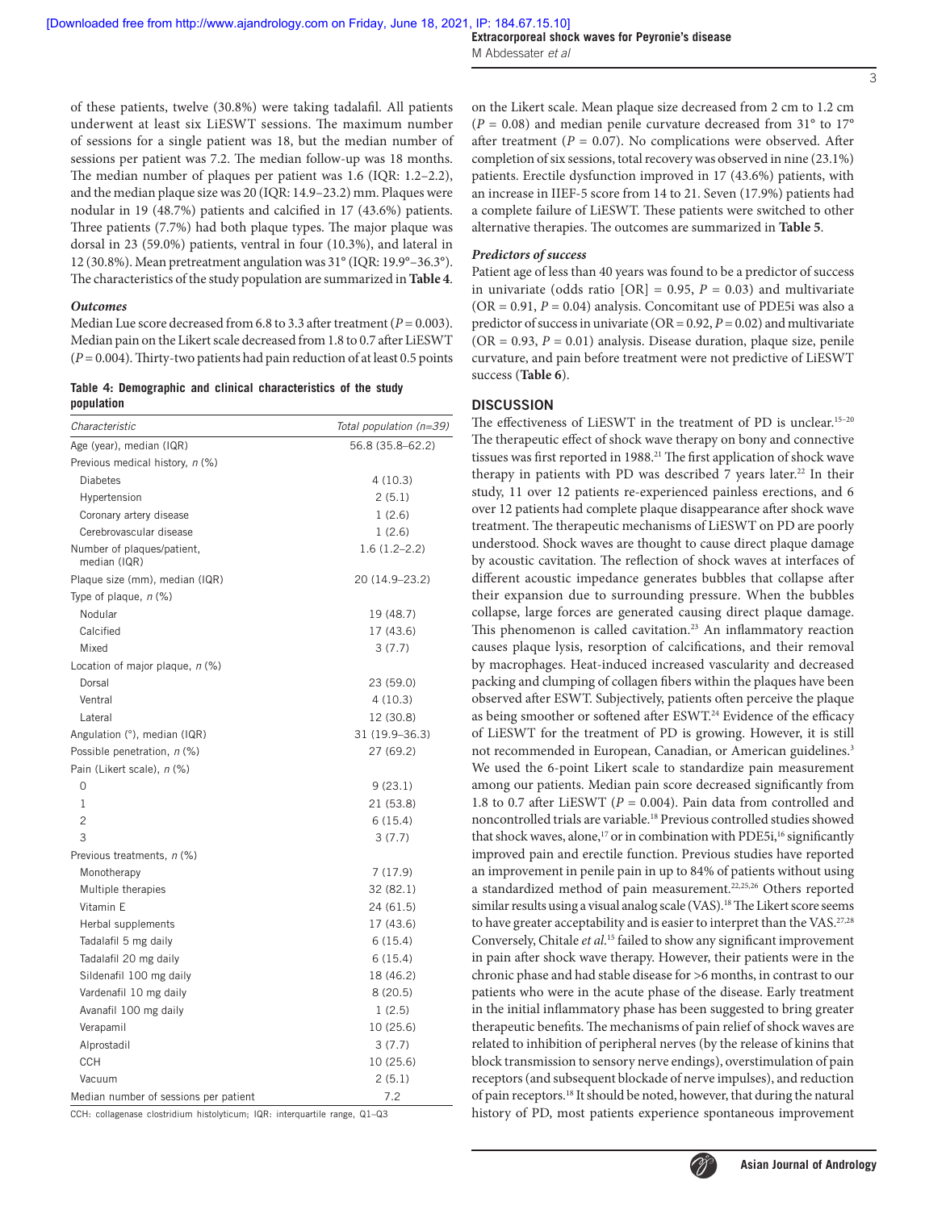of these patients, twelve (30.8%) were taking tadalafil. All patients underwent at least six LiESWT sessions. The maximum number of sessions for a single patient was 18, but the median number of sessions per patient was 7.2. The median follow-up was 18 months. The median number of plaques per patient was 1.6 (IQR: 1.2–2.2), and the median plaque size was 20 (IQR: 14.9–23.2) mm. Plaques were nodular in 19 (48.7%) patients and calcified in 17 (43.6%) patients. Three patients (7.7%) had both plaque types. The major plaque was dorsal in 23 (59.0%) patients, ventral in four (10.3%), and lateral in 12 (30.8%). Mean pretreatment angulation was 31° (IQR: 19.9°–36.3°). The characteristics of the study population are summarized in **Table 4**.

### *Outcomes*

Median Lue score decreased from 6.8 to 3.3 after treatment ($P = 0.003$). Median pain on the Likert scale decreased from 1.8 to 0.7 after LiESWT ($P = 0.004$). Thirty-two patients had pain reduction of at least 0.5 points on the Likert scale. Mean plaque size decreased from 2 cm to 1.2 cm ($P = 0.08$) and median penile curvature decreased from 31° to 17° after treatment ($P = 0.07$). No complications were observed. After completion of six sessions, total recovery was observed in nine (23.1%) patients. Erectile dysfunction improved in 17 (43.6%) patients, with an increase in IIEF-5 score from 14 to 21. Seven (17.9%) patients had a complete failure of LiESWT. These patients were switched to other alternative therapies. The outcomes are summarized in **Table 5**.

**Table 4: Demographic and clinical characteristics of the study population**

| *Characteristic* | *Total population (n=39)* |
|---|---|
| Age (year), median (IQR) | 56.8 (35.8–62.2) |
| Previous medical history, *n* (%) | |
| Diabetes | 4 (10.3) |
| Hypertension | 2 (5.1) |
| Coronary artery disease | 1 (2.6) |
| Cerebrovascular disease | 1 (2.6) |
| Number of plaques/patient, median (IQR) | 1.6 (1.2–2.2) |
| Plaque size (mm), median (IQR) | 20 (14.9–23.2) |
| Type of plaque, *n* (%) | |
| Nodular | 19 (48.7) |
| Calcified | 17 (43.6) |
| Mixed | 3 (7.7) |
| Location of major plaque, *n* (%) | |
| Dorsal | 23 (59.0) |
| Ventral | 4 (10.3) |
| Lateral | 12 (30.8) |
| Angulation (°), median (IQR) | 31 (19.9–36.3) |
| Possible penetration, *n* (%) | 27 (69.2) |
| Pain (Likert scale), *n* (%) | |
| 0 | 9 (23.1) |
| 1 | 21 (53.8) |
| 2 | 6 (15.4) |
| 3 | 3 (7.7) |
| Previous treatments, *n* (%) | |
| Monotherapy | 7 (17.9) |
| Multiple therapies | 32 (82.1) |
| Vitamin E | 24 (61.5) |
| Herbal supplements | 17 (43.6) |
| Tadalafil 5 mg daily | 6 (15.4) |
| Tadalafil 20 mg daily | 6 (15.4) |
| Sildenafil 100 mg daily | 18 (46.2) |
| Vardenafil 10 mg daily | 8 (20.5) |
| Avanafil 100 mg daily | 1 (2.5) |
| Verapamil | 10 (25.6) |
| Alprostadil | 3 (7.7) |
| CCH | 10 (25.6) |
| Vacuum | 2 (5.1) |
| Median number of sessions per patient | 7.2 |

CCH: collagenase clostridium histolyticum; IQR: interquartile range, Q1–Q3

### *Predictors of success*

Patient age of less than 40 years was found to be a predictor of success in univariate (odds ratio [OR] = 0.95, $P = 0.03$) and multivariate (OR = 0.91, $P = 0.04$) analysis. Concomitant use of PDE5i was also a predictor of success in univariate (OR = 0.92, $P = 0.02$) and multivariate (OR = 0.93, $P = 0.01$) analysis. Disease duration, plaque size, penile curvature, and pain before treatment were not predictive of LiESWT success (**Table 6**).

## DISCUSSION

The effectiveness of LiESWT in the treatment of PD is unclear.[15–20] The therapeutic effect of shock wave therapy on bony and connective tissues was first reported in 1988.[21] The first application of shock wave therapy in patients with PD was described 7 years later.[22] In their study, 11 over 12 patients re-experienced painless erections, and 6 over 12 patients had complete plaque disappearance after shock wave treatment. The therapeutic mechanisms of LiESWT on PD are poorly understood. Shock waves are thought to cause direct plaque damage by acoustic cavitation. The reflection of shock waves at interfaces of different acoustic impedance generates bubbles that collapse after their expansion due to surrounding pressure. When the bubbles collapse, large forces are generated causing direct plaque damage. This phenomenon is called cavitation.[23] An inflammatory reaction causes plaque lysis, resorption of calcifications, and their removal by macrophages. Heat-induced increased vascularity and decreased packing and clumping of collagen fibers within the plaques have been observed after ESWT. Subjectively, patients often perceive the plaque as being smoother or softened after ESWT.[24] Evidence of the efficacy of LiESWT for the treatment of PD is growing. However, it is still not recommended in European, Canadian, or American guidelines.[3] We used the 6-point Likert scale to standardize pain measurement among our patients. Median pain score decreased significantly from 1.8 to 0.7 after LiESWT ($P = 0.004$). Pain data from controlled and noncontrolled trials are variable.[18] Previous controlled studies showed that shock waves, alone,[17] or in combination with PDE5i,[16] significantly improved pain and erectile function. Previous studies have reported an improvement in penile pain in up to 84% of patients without using a standardized method of pain measurement.[22,25,26] Others reported similar results using a visual analog scale (VAS).[18] The Likert score seems to have greater acceptability and is easier to interpret than the VAS.[27,28] Conversely, Chitale *et al*.[15] failed to show any significant improvement in pain after shock wave therapy. However, their patients were in the chronic phase and had stable disease for >6 months, in contrast to our patients who were in the acute phase of the disease. Early treatment in the initial inflammatory phase has been suggested to bring greater therapeutic benefits. The mechanisms of pain relief of shock waves are related to inhibition of peripheral nerves (by the release of kinins that block transmission to sensory nerve endings), overstimulation of pain receptors (and subsequent blockade of nerve impulses), and reduction of pain receptors.[18] It should be noted, however, that during the natural history of PD, most patients experience spontaneous improvement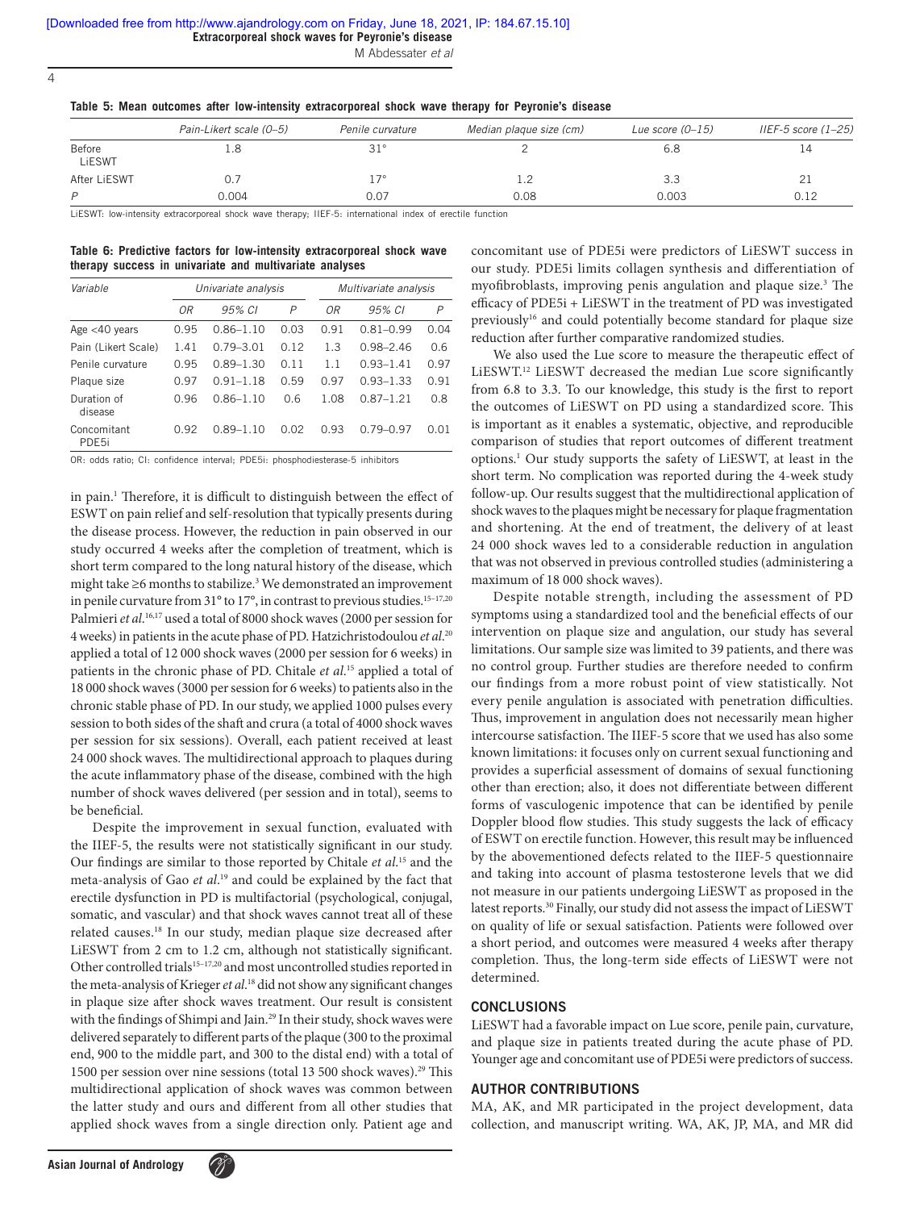**Table 5: Mean outcomes after low-intensity extracorporeal shock wave therapy for Peyronie's disease**

| | Pain-Likert scale (0–5) | Penile curvature | Median plaque size (cm) | Lue score (0–15) | IIEF-5 score (1–25) |
|---|---|---|---|---|---|
| Before LiESWT | 1.8 | 31° | 2 | 6.8 | 14 |
| After LiESWT | 0.7 | 17° | 1.2 | 3.3 | 21 |
| P | 0.004 | 0.07 | 0.08 | 0.003 | 0.12 |

LiESWT: low-intensity extracorporeal shock wave therapy; IIEF-5: international index of erectile function

**Table 6: Predictive factors for low-intensity extracorporeal shock wave therapy success in univariate and multivariate analyses**

| Variable | Univariate analysis | | | Multivariate analysis | | |
|---|---|---|---|---|---|---|
| | OR | 95% CI | P | OR | 95% CI | P |
| Age <40 years | 0.95 | 0.86–1.10 | 0.03 | 0.91 | 0.81–0.99 | 0.04 |
| Pain (Likert Scale) | 1.41 | 0.79–3.01 | 0.12 | 1.3 | 0.98–2.46 | 0.6 |
| Penile curvature | 0.95 | 0.89–1.30 | 0.11 | 1.1 | 0.93–1.41 | 0.97 |
| Plaque size | 0.97 | 0.91–1.18 | 0.59 | 0.97 | 0.93–1.33 | 0.91 |
| Duration of disease | 0.96 | 0.86–1.10 | 0.6 | 1.08 | 0.87–1.21 | 0.8 |
| Concomitant PDE5i | 0.92 | 0.89–1.10 | 0.02 | 0.93 | 0.79–0.97 | 0.01 |

OR: odds ratio; CI: confidence interval; PDE5i: phosphodiesterase-5 inhibitors

in pain.[1] Therefore, it is difficult to distinguish between the effect of ESWT on pain relief and self-resolution that typically presents during the disease process. However, the reduction in pain observed in our study occurred 4 weeks after the completion of treatment, which is short term compared to the long natural history of the disease, which might take ≥6 months to stabilize.[3] We demonstrated an improvement in penile curvature from 31° to 17°, in contrast to previous studies.[15–17,20] Palmieri *et al*.[16,17] used a total of 8000 shock waves (2000 per session for 4 weeks) in patients in the acute phase of PD. Hatzichristodoulou *et al*.[20] applied a total of 12 000 shock waves (2000 per session for 6 weeks) in patients in the chronic phase of PD. Chitale *et al*.[15] applied a total of 18 000 shock waves (3000 per session for 6 weeks) to patients also in the chronic stable phase of PD. In our study, we applied 1000 pulses every session to both sides of the shaft and crura (a total of 4000 shock waves per session for six sessions). Overall, each patient received at least 24 000 shock waves. The multidirectional approach to plaques during the acute inflammatory phase of the disease, combined with the high number of shock waves delivered (per session and in total), seems to be beneficial.

Despite the improvement in sexual function, evaluated with the IIEF-5, the results were not statistically significant in our study. Our findings are similar to those reported by Chitale *et al*.[15] and the meta-analysis of Gao *et al*.[19] and could be explained by the fact that erectile dysfunction in PD is multifactorial (psychological, conjugal, somatic, and vascular) and that shock waves cannot treat all of these related causes.[18] In our study, median plaque size decreased after LiESWT from 2 cm to 1.2 cm, although not statistically significant. Other controlled trials[15–17,20] and most uncontrolled studies reported in the meta-analysis of Krieger *et al*.[18] did not show any significant changes in plaque size after shock waves treatment. Our result is consistent with the findings of Shimpi and Jain.[29] In their study, shock waves were delivered separately to different parts of the plaque (300 to the proximal end, 900 to the middle part, and 300 to the distal end) with a total of 1500 per session over nine sessions (total 13 500 shock waves).[29] This multidirectional application of shock waves was common between the latter study and ours and different from all other studies that applied shock waves from a single direction only. Patient age and concomitant use of PDE5i were predictors of LiESWT success in our study. PDE5i limits collagen synthesis and differentiation of myofibroblasts, improving penis angulation and plaque size.[3] The efficacy of PDE5i + LiESWT in the treatment of PD was investigated previously[16] and could potentially become standard for plaque size reduction after further comparative randomized studies.

We also used the Lue score to measure the therapeutic effect of LiESWT.[12] LiESWT decreased the median Lue score significantly from 6.8 to 3.3. To our knowledge, this study is the first to report the outcomes of LiESWT on PD using a standardized score. This is important as it enables a systematic, objective, and reproducible comparison of studies that report outcomes of different treatment options.[1] Our study supports the safety of LiESWT, at least in the short term. No complication was reported during the 4-week study follow-up. Our results suggest that the multidirectional application of shock waves to the plaques might be necessary for plaque fragmentation and shortening. At the end of treatment, the delivery of at least 24 000 shock waves led to a considerable reduction in angulation that was not observed in previous controlled studies (administering a maximum of 18 000 shock waves).

Despite notable strength, including the assessment of PD symptoms using a standardized tool and the beneficial effects of our intervention on plaque size and angulation, our study has several limitations. Our sample size was limited to 39 patients, and there was no control group. Further studies are therefore needed to confirm our findings from a more robust point of view statistically. Not every penile angulation is associated with penetration difficulties. Thus, improvement in angulation does not necessarily mean higher intercourse satisfaction. The IIEF-5 score that we used has also some known limitations: it focuses only on current sexual functioning and provides a superficial assessment of domains of sexual functioning other than erection; also, it does not differentiate between different forms of vasculogenic impotence that can be identified by penile Doppler blood flow studies. This study suggests the lack of efficacy of ESWT on erectile function. However, this result may be influenced by the abovementioned defects related to the IIEF-5 questionnaire and taking into account of plasma testosterone levels that we did not measure in our patients undergoing LiESWT as proposed in the latest reports.[30] Finally, our study did not assess the impact of LiESWT on quality of life or sexual satisfaction. Patients were followed over a short period, and outcomes were measured 4 weeks after therapy completion. Thus, the long-term side effects of LiESWT were not determined.

## CONCLUSIONS

LiESWT had a favorable impact on Lue score, penile pain, curvature, and plaque size in patients treated during the acute phase of PD. Younger age and concomitant use of PDE5i were predictors of success.

## AUTHOR CONTRIBUTIONS

MA, AK, and MR participated in the project development, data collection, and manuscript writing. WA, AK, JP, MA, and MR did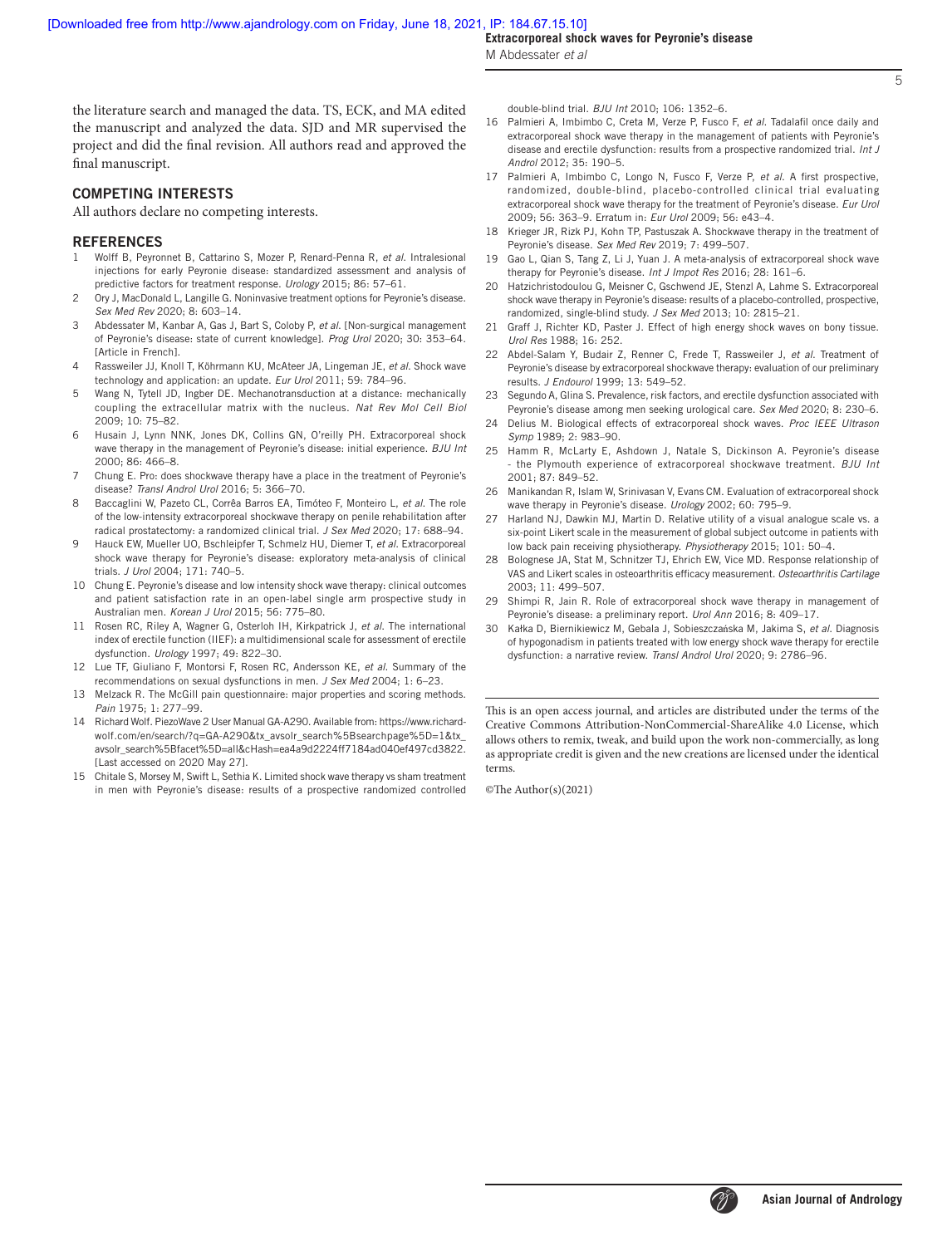the literature search and managed the data. TS, ECK, and MA edited the manuscript and analyzed the data. SJD and MR supervised the project and did the final revision. All authors read and approved the final manuscript.

## COMPETING INTERESTS

All authors declare no competing interests.

## REFERENCES

1. Wolff B, Peyronnet B, Cattarino S, Mozer P, Renard-Penna R, *et al.* Intralesional injections for early Peyronie disease: standardized assessment and analysis of predictive factors for treatment response. *Urology* 2015; 86: 57–61.
2. Ory J, MacDonald L, Langille G. Noninvasive treatment options for Peyronie's disease. *Sex Med Rev* 2020; 8: 603–14.
3. Abdessater M, Kanbar A, Gas J, Bart S, Coloby P, *et al.* [Non-surgical management of Peyronie's disease: state of current knowledge]. *Prog Urol* 2020; 30: 353–64. [Article in French].
4. Rassweiler JJ, Knoll T, Köhrmann KU, McAteer JA, Lingeman JE, *et al.* Shock wave technology and application: an update. *Eur Urol* 2011; 59: 784–96.
5. Wang N, Tytell JD, Ingber DE. Mechanotransduction at a distance: mechanically coupling the extracellular matrix with the nucleus. *Nat Rev Mol Cell Biol* 2009; 10: 75–82.
6. Husain J, Lynn NNK, Jones DK, Collins GN, O'reilly PH. Extracorporeal shock wave therapy in the management of Peyronie's disease: initial experience. *BJU Int* 2000; 86: 466–8.
7. Chung E. Pro: does shockwave therapy have a place in the treatment of Peyronie's disease? *Transl Androl Urol* 2016; 5: 366–70.
8. Baccaglini W, Pazeto CL, Corrêa Barros EA, Timóteo F, Monteiro L, *et al.* The role of the low-intensity extracorporeal shockwave therapy on penile rehabilitation after radical prostatectomy: a randomized clinical trial. *J Sex Med* 2020; 17: 688–94.
9. Hauck EW, Mueller UO, Bschleipfer T, Schmelz HU, Diemer T, *et al.* Extracorporeal shock wave therapy for Peyronie's disease: exploratory meta-analysis of clinical trials. *J Urol* 2004; 171: 740–5.
10. Chung E. Peyronie's disease and low intensity shock wave therapy: clinical outcomes and patient satisfaction rate in an open-label single arm prospective study in Australian men. *Korean J Urol* 2015; 56: 775–80.
11. Rosen RC, Riley A, Wagner G, Osterloh IH, Kirkpatrick J, *et al.* The international index of erectile function (IIEF): a multidimensional scale for assessment of erectile dysfunction. *Urology* 1997; 49: 822–30.
12. Lue TF, Giuliano F, Montorsi F, Rosen RC, Andersson KE, *et al.* Summary of the recommendations on sexual dysfunctions in men. *J Sex Med* 2004; 1: 6–23.
13. Melzack R. The McGill pain questionnaire: major properties and scoring methods. *Pain* 1975; 1: 277–99.
14. Richard Wolf. PiezoWave 2 User Manual GA-A290. Available from: https://www.richard-wolf.com/en/search/?q=GA-A290&tx_avsolr_search%5Bsearchpage%5D=1&tx_avsolr_search%5Bfacet%5D=all&cHash=ea4a9d2224ff7184ad040ef497cd3822. [Last accessed on 2020 May 27].
15. Chitale S, Morsey M, Swift L, Sethia K. Limited shock wave therapy vs sham treatment in men with Peyronie's disease: results of a prospective randomized controlled double-blind trial. *BJU Int* 2010; 106: 1352–6.
16. Palmieri A, Imbimbo C, Creta M, Verze P, Fusco F, *et al.* Tadalafil once daily and extracorporeal shock wave therapy in the management of patients with Peyronie's disease and erectile dysfunction: results from a prospective randomized trial. *Int J Androl* 2012; 35: 190–5.
17. Palmieri A, Imbimbo C, Longo N, Fusco F, Verze P, *et al.* A first prospective, randomized, double-blind, placebo-controlled clinical trial evaluating extracorporeal shock wave therapy for the treatment of Peyronie's disease. *Eur Urol* 2009; 56: 363–9. Erratum in: *Eur Urol* 2009; 56: e43–4.
18. Krieger JR, Rizk PJ, Kohn TP, Pastuszak A. Shockwave therapy in the treatment of Peyronie's disease. *Sex Med Rev* 2019; 7: 499–507.
19. Gao L, Qian S, Tang Z, Li J, Yuan J. A meta-analysis of extracorporeal shock wave therapy for Peyronie's disease. *Int J Impot Res* 2016; 28: 161–6.
20. Hatzichristodoulou G, Meisner C, Gschwend JE, Stenzl A, Lahme S. Extracorporeal shock wave therapy in Peyronie's disease: results of a placebo-controlled, prospective, randomized, single-blind study. *J Sex Med* 2013; 10: 2815–21.
21. Graff J, Richter KD, Paster J. Effect of high energy shock waves on bony tissue. *Urol Res* 1988; 16: 252.
22. Abdel-Salam Y, Budair Z, Renner C, Frede T, Rassweiler J, *et al.* Treatment of Peyronie's disease by extracorporeal shockwave therapy: evaluation of our preliminary results. *J Endourol* 1999; 13: 549–52.
23. Segundo A, Glina S. Prevalence, risk factors, and erectile dysfunction associated with Peyronie's disease among men seeking urological care. *Sex Med* 2020; 8: 230–6.
24. Delius M. Biological effects of extracorporeal shock waves. *Proc IEEE Ultrason Symp* 1989; 2: 983–90.
25. Hamm R, McLarty E, Ashdown J, Natale S, Dickinson A. Peyronie's disease - the Plymouth experience of extracorporeal shockwave treatment. *BJU Int* 2001; 87: 849–52.
26. Manikandan R, Islam W, Srinivasan V, Evans CM. Evaluation of extracorporeal shock wave therapy in Peyronie's disease. *Urology* 2002; 60: 795–9.
27. Harland NJ, Dawkin MJ, Martin D. Relative utility of a visual analogue scale vs. a six-point Likert scale in the measurement of global subject outcome in patients with low back pain receiving physiotherapy. *Physiotherapy* 2015; 101: 50–4.
28. Bolognese JA, Stat M, Schnitzer TJ, Ehrich EW, Vice MD. Response relationship of VAS and Likert scales in osteoarthritis efficacy measurement. *Osteoarthritis Cartilage* 2003; 11: 499–507.
29. Shimpi R, Jain R. Role of extracorporeal shock wave therapy in management of Peyronie's disease: a preliminary report. *Urol Ann* 2016; 8: 409–17.
30. Kałka D, Biernikiewicz M, Gebala J, Sobieszczańska M, Jakima S, *et al.* Diagnosis of hypogonadism in patients treated with low energy shock wave therapy for erectile dysfunction: a narrative review. *Transl Androl Urol* 2020; 9: 2786–96.

This is an open access journal, and articles are distributed under the terms of the Creative Commons Attribution-NonCommercial-ShareAlike 4.0 License, which allows others to remix, tweak, and build upon the work non-commercially, as long as appropriate credit is given and the new creations are licensed under the identical terms.

©The Author(s)(2021)